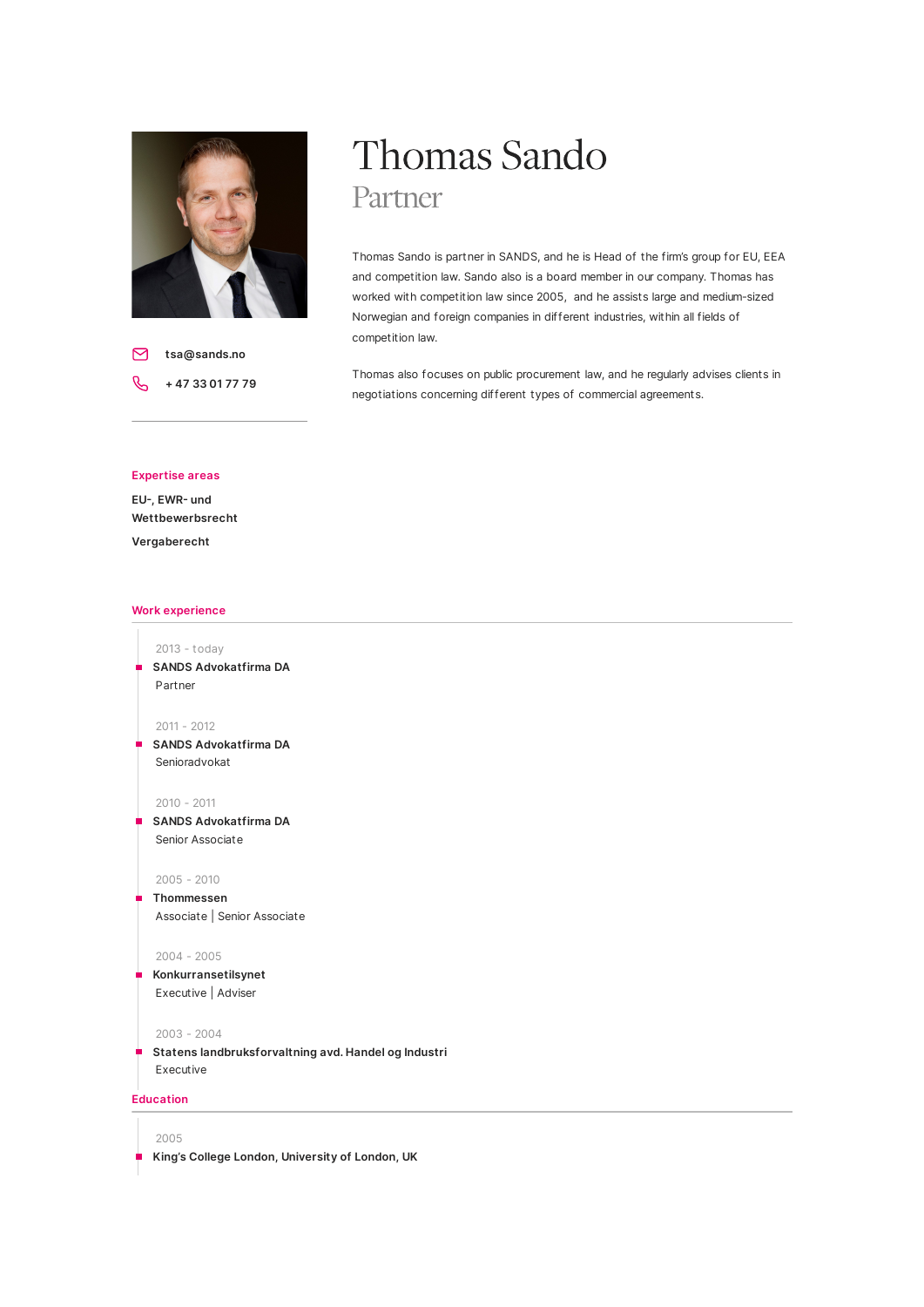# Thomas Sando

## Partner

tsa@sands.no

+ 47 33 01 77 79

Thomas Sando is partner in SANDS, and he is Head of the firm's group for EU, EEA and competition law. Sando also is a board member in our company. Thomas has worked with competition law since 2005, and he assists large and medium-sized Norwegian and foreign companies in different industries, within all fields of competition law.

Thomas also focuses on public procurement law, and he regularly advises clients in negotiations concerning different types of commercial agreements.

### Expertise areas

EU-, EWR- und Wettbewerbsrecht

Vergaberecht

### Work experience

2013 - today
**SANDS Advokatfirma DA**
Partner

2011 - 2012
**SANDS Advokatfirma DA**
Senioradvokat

2010 - 2011
**SANDS Advokatfirma DA**
Senior Associate

2005 - 2010
**Thommessen**
Associate | Senior Associate

2004 - 2005
**Konkurransetilsynet**
Executive | Adviser

2003 - 2004
**Statens landbruksforvaltning avd. Handel og Industri**
Executive

### Education

2005
**King's College London, University of London, UK**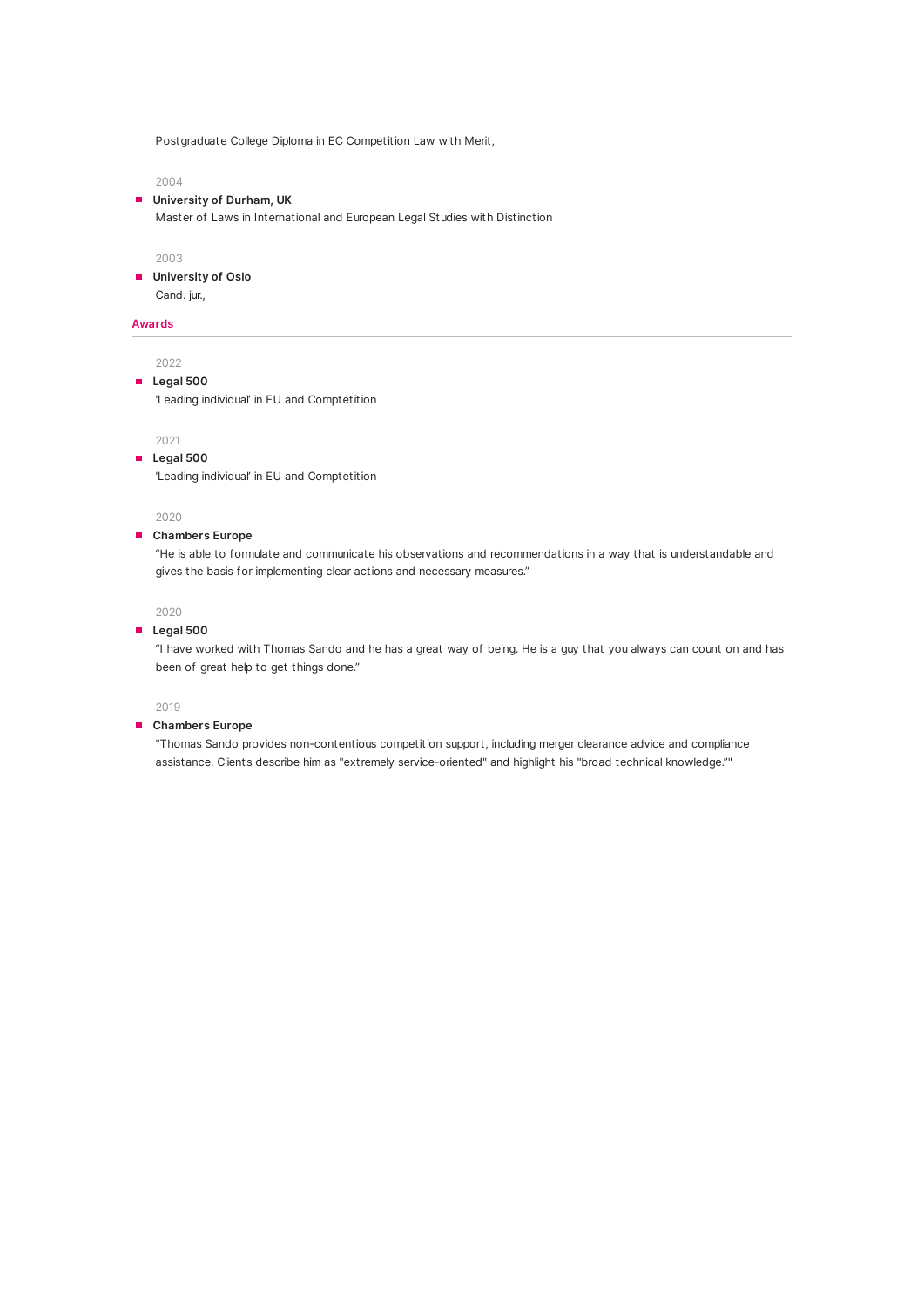Postgraduate College Diploma in EC Competition Law with Merit,

2004

**University of Durham, UK**

Master of Laws in International and European Legal Studies with Distinction

2003

**University of Oslo**

Cand. jur.,

## Awards

2022

**Legal 500**

'Leading individual' in EU and Comptetition

2021

**Legal 500**

'Leading individual' in EU and Comptetition

2020

**Chambers Europe**

"He is able to formulate and communicate his observations and recommendations in a way that is understandable and gives the basis for implementing clear actions and necessary measures."

2020

**Legal 500**

"I have worked with Thomas Sando and he has a great way of being. He is a guy that you always can count on and has been of great help to get things done."

2019

**Chambers Europe**

"Thomas Sando provides non-contentious competition support, including merger clearance advice and compliance assistance. Clients describe him as "extremely service-oriented" and highlight his "broad technical knowledge.""